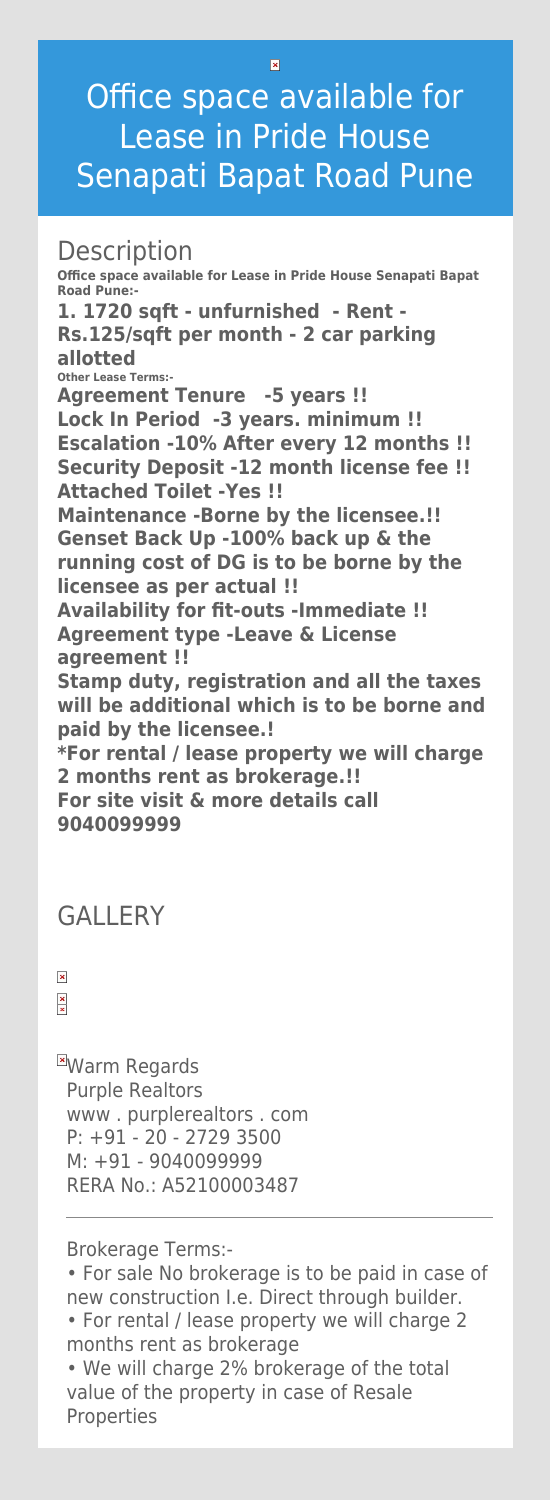# Office space available for Lease in Pride House Senapati Bapat Road Pune

## Description

**Office space available for Lease in Pride House Senapati Bapat Road Pune:-**

**1. 1720 sqft - unfurnished - Rent - Rs.125/sqft per month - 2 car parking allotted**

**Other Lease Terms:-**

**Agreement Tenure -5 years !!**
**Lock In Period -3 years. minimum !!**
**Escalation -10% After every 12 months !!**
**Security Deposit -12 month license fee !!**
**Attached Toilet -Yes !!**
**Maintenance -Borne by the licensee.!!**
**Genset Back Up -100% back up & the running cost of DG is to be borne by the licensee as per actual !!**
**Availability for fit-outs -Immediate !!**
**Agreement type -Leave & License agreement !!**
**Stamp duty, registration and all the taxes will be additional which is to be borne and paid by the licensee.!**
***For rental / lease property we will charge 2 months rent as brokerage.!!**
**For site visit & more details call 9040099999**

## GALLERY

Warm Regards
Purple Realtors
www . purplerealtors . com
P: +91 - 20 - 2729 3500
M: +91 - 9040099999
RERA No.: A52100003487

---

Brokerage Terms:-

- For sale No brokerage is to be paid in case of new construction I.e. Direct through builder.
- For rental / lease property we will charge 2 months rent as brokerage
- We will charge 2% brokerage of the total value of the property in case of Resale Properties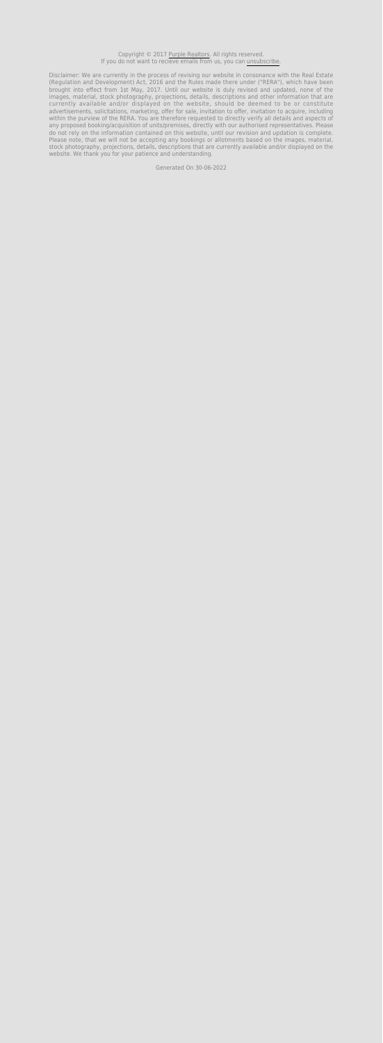Copyright © 2017 Purple Realtors. All rights reserved.
If you do not want to recieve emails from us, you can unsubscribe.

Disclaimer: We are currently in the process of revising our website in consonance with the Real Estate (Regulation and Development) Act, 2016 and the Rules made there under ("RERA"), which have been brought into effect from 1st May, 2017. Until our website is duly revised and updated, none of the images, material, stock photography, projections, details, descriptions and other information that are currently available and/or displayed on the website, should be deemed to be or constitute advertisements, solicitations, marketing, offer for sale, invitation to offer, invitation to acquire, including within the purview of the RERA. You are therefore requested to directly verify all details and aspects of any proposed booking/acquisition of units/premises, directly with our authorised representatives. Please do not rely on the information contained on this website, until our revision and updation is complete. Please note, that we will not be accepting any bookings or allotments based on the images, material, stock photography, projections, details, descriptions that are currently available and/or displayed on the website. We thank you for your patience and understanding.

Generated On 30-06-2022